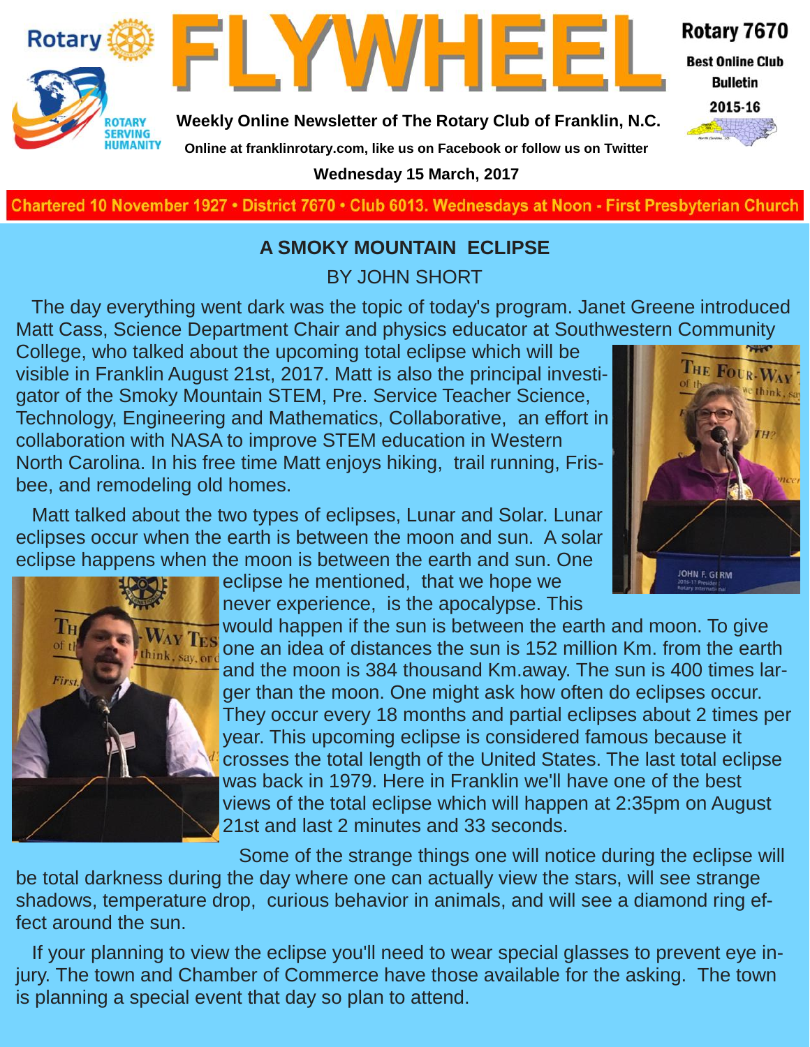# FLYWHEEL

Rotary 7670

Best Online Club Bulletin 2015-16

**Weekly Online Newsletter of The Rotary Club of Franklin, N.C.**

**Online at franklinrotary.com, like us on Facebook or follow us on Twitter**

**Wednesday 15 March, 2017**

**Chartered 10 November 1927 • District 7670 • Club 6013. Wednesdays at Noon - First Presbyterian Church**

## A SMOKY MOUNTAIN ECLIPSE

BY JOHN SHORT

The day everything went dark was the topic of today's program. Janet Greene introduced Matt Cass, Science Department Chair and physics educator at Southwestern Community College, who talked about the upcoming total eclipse which will be visible in Franklin August 21st, 2017. Matt is also the principal investigator of the Smoky Mountain STEM, Pre. Service Teacher Science, Technology, Engineering and Mathematics, Collaborative, an effort in collaboration with NASA to improve STEM education in Western North Carolina. In his free time Matt enjoys hiking, trail running, Frisbee, and remodeling old homes.

Matt talked about the two types of eclipses, Lunar and Solar. Lunar eclipses occur when the earth is between the moon and sun. A solar eclipse happens when the moon is between the earth and sun. One eclipse he mentioned, that we hope we never experience, is the apocalypse. This would happen if the sun is between the earth and moon. To give one an idea of distances the sun is 152 million Km. from the earth and the moon is 384 thousand Km.away. The sun is 400 times larger than the moon. One might ask how often do eclipses occur. They occur every 18 months and partial eclipses about 2 times per year. This upcoming eclipse is considered famous because it crosses the total length of the United States. The last total eclipse was back in 1979. Here in Franklin we'll have one of the best views of the total eclipse which will happen at 2:35pm on August 21st and last 2 minutes and 33 seconds.

Some of the strange things one will notice during the eclipse will be total darkness during the day where one can actually view the stars, will see strange shadows, temperature drop, curious behavior in animals, and will see a diamond ring effect around the sun.

If your planning to view the eclipse you'll need to wear special glasses to prevent eye injury. The town and Chamber of Commerce have those available for the asking. The town is planning a special event that day so plan to attend.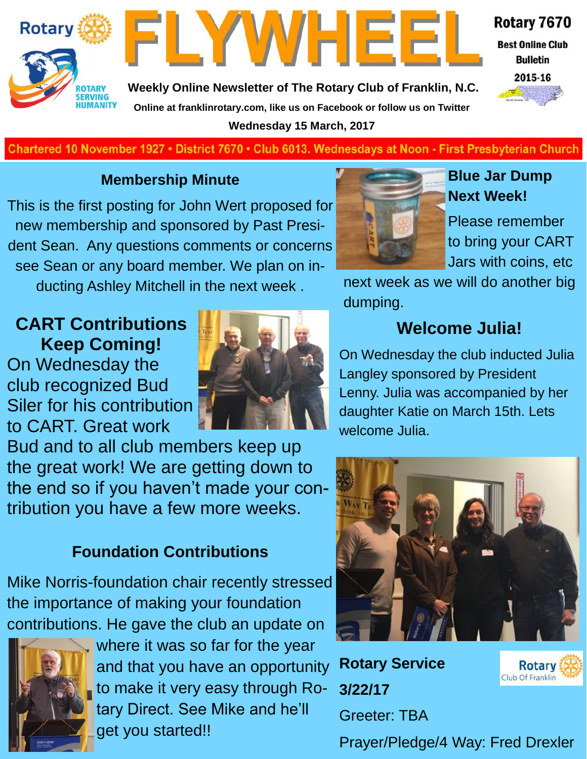# FLYWHEEL

Rotary 7670
Best Online Club Bulletin
2015-16

Weekly Online Newsletter of The Rotary Club of Franklin, N.C.

Online at franklinrotary.com, like us on Facebook or follow us on Twitter

Wednesday 15 March, 2017

Chartered 10 November 1927 • District 7670 • Club 6013. Wednesdays at Noon - First Presbyterian Church

## Membership Minute

This is the first posting for John Wert proposed for new membership and sponsored by Past President Sean. Any questions comments or concerns see Sean or any board member. We plan on inducting Ashley Mitchell in the next week .

## CART Contributions Keep Coming!

On Wednesday the club recognized Bud Siler for his contribution to CART. Great work Bud and to all club members keep up the great work! We are getting down to the end so if you haven't made your contribution you have a few more weeks.

## Foundation Contributions

Mike Norris-foundation chair recently stressed the importance of making your foundation contributions. He gave the club an update on where it was so far for the year and that you have an opportunity to make it very easy through Rotary Direct. See Mike and he'll get you started!!

## Blue Jar Dump Next Week!

Please remember to bring your CART Jars with coins, etc next week as we will do another big dumping.

## Welcome Julia!

On Wednesday the club inducted Julia Langley sponsored by President Lenny. Julia was accompanied by her daughter Katie on March 15th. Lets welcome Julia.

## Rotary Service 3/22/17

Greeter: TBA

Prayer/Pledge/4 Way: Fred Drexler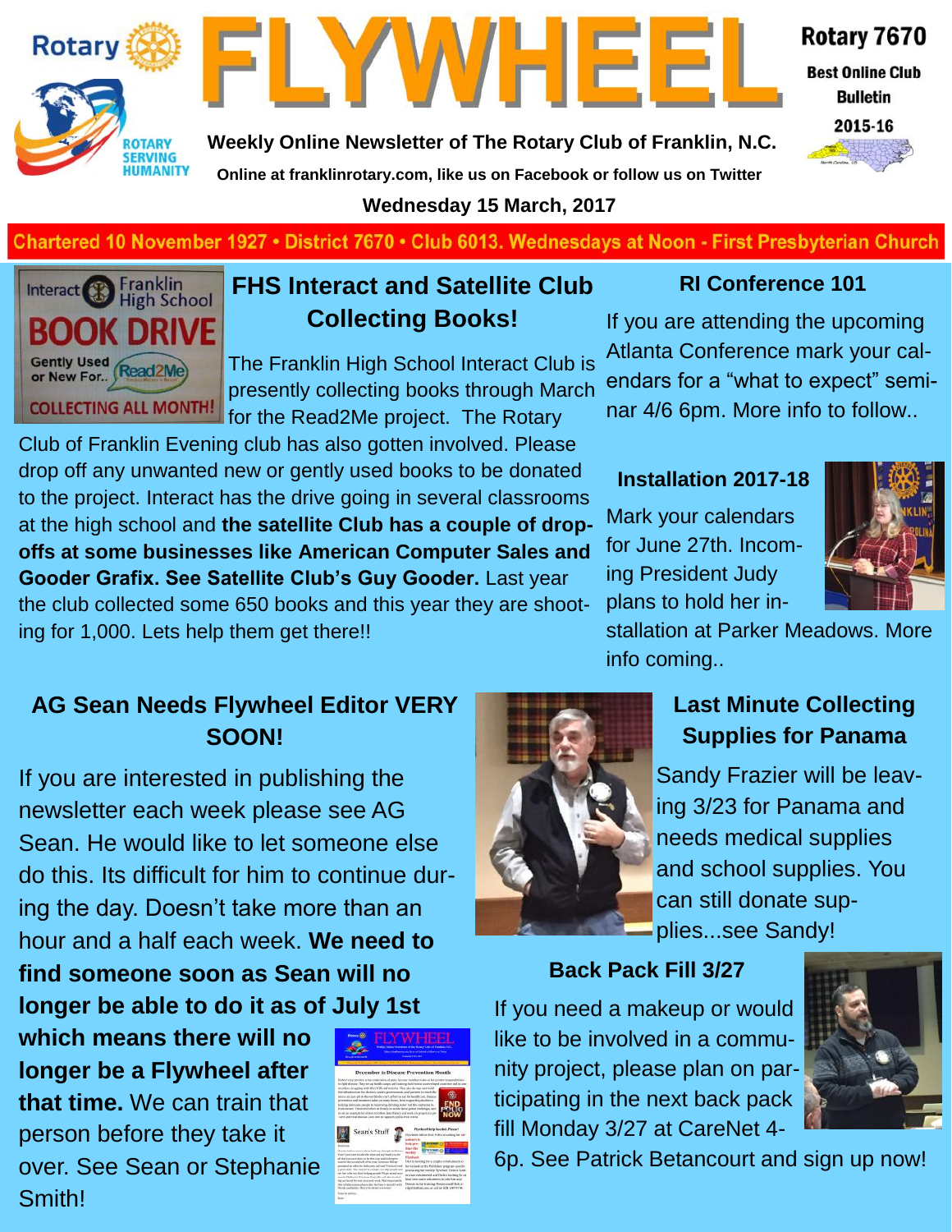# FLYWHEEL

Rotary 7670 Best Online Club Bulletin 2015-16

**Weekly Online Newsletter of The Rotary Club of Franklin, N.C.**

**Online at franklinrotary.com, like us on Facebook or follow us on Twitter**

**Wednesday 15 March, 2017**

**Chartered 10 November 1927 • District 7670 • Club 6013. Wednesdays at Noon - First Presbyterian Church**

## FHS Interact and Satellite Club Collecting Books!

The Franklin High School Interact Club is presently collecting books through March for the Read2Me project. The Rotary Club of Franklin Evening club has also gotten involved. Please drop off any unwanted new or gently used books to be donated to the project. Interact has the drive going in several classrooms at the high school and **the satellite Club has a couple of drop-offs at some businesses like American Computer Sales and Gooder Grafix. See Satellite Club's Guy Gooder.** Last year the club collected some 650 books and this year they are shooting for 1,000. Lets help them get there!!

## RI Conference 101

If you are attending the upcoming Atlanta Conference mark your calendars for a "what to expect" seminar 4/6 6pm. More info to follow..

## Installation 2017-18

Mark your calendars for June 27th. Incoming President Judy plans to hold her installation at Parker Meadows. More info coming..

## AG Sean Needs Flywheel Editor VERY SOON!

If you are interested in publishing the newsletter each week please see AG Sean. He would like to let someone else do this. Its difficult for him to continue during the day. Doesn't take more than an hour and a half each week. **We need to find someone soon as Sean will no longer be able to do it as of July 1st which means there will no longer be a Flywheel after that time.** We can train that person before they take it over. See Sean or Stephanie Smith!

## Last Minute Collecting Supplies for Panama

Sandy Frazier will be leaving 3/23 for Panama and needs medical supplies and school supplies. You can still donate supplies...see Sandy!

## Back Pack Fill 3/27

If you need a makeup or would like to be involved in a community project, please plan on participating in the next back pack fill Monday 3/27 at CareNet 4-6p. See Patrick Betancourt and sign up now!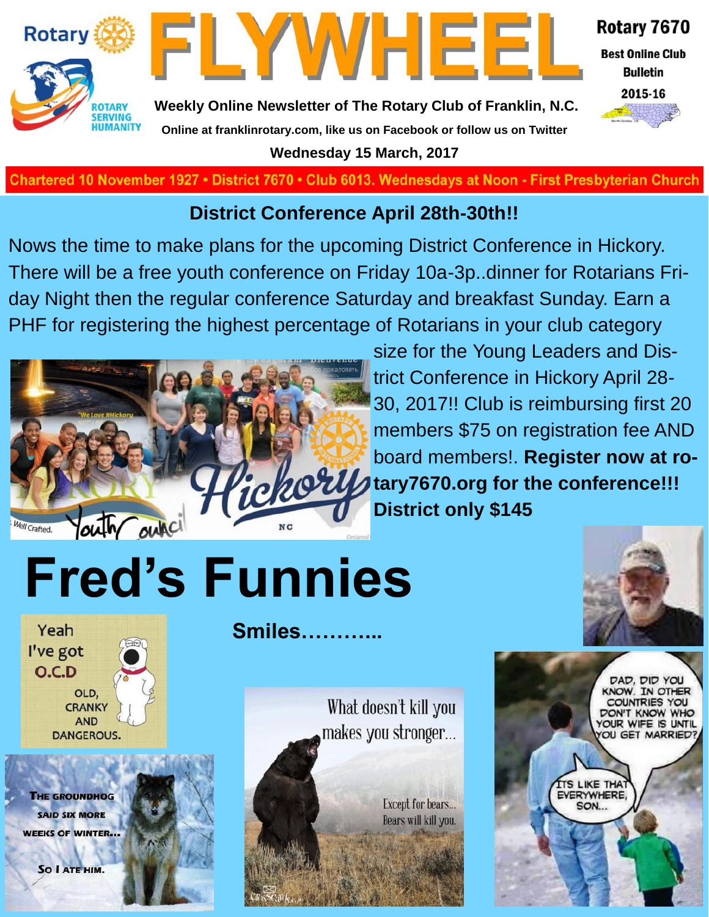# FLYWHEEL

Rotary 7670

Best Online Club Bulletin 2015-16

Weekly Online Newsletter of The Rotary Club of Franklin, N.C.

Online at franklinrotary.com, like us on Facebook or follow us on Twitter

Wednesday 15 March, 2017

Chartered 10 November 1927 • District 7670 • Club 6013. Wednesdays at Noon - First Presbyterian Church

## District Conference April 28th-30th!!

Nows the time to make plans for the upcoming District Conference in Hickory. There will be a free youth conference on Friday 10a-3p..dinner for Rotarians Friday Night then the regular conference Saturday and breakfast Sunday. Earn a PHF for registering the highest percentage of Rotarians in your club category size for the Young Leaders and District Conference in Hickory April 28-30, 2017!! Club is reimbursing first 20 members $75 on registration fee AND board members!. **Register now at rotary7670.org for the conference!!! District only $145**

# Fred's Funnies

**Smiles………..**

Yeah I've got O.C.D

OLD, CRANKY AND DANGEROUS.

What doesn't kill you makes you stronger...

Except for bears... Bears will kill you.

DAD, DID YOU KNOW. IN OTHER COUNTRIES YOU DON'T KNOW WHO YOUR WIFE IS UNTIL YOU GET MARRIED?

ITS LIKE THAT EVERYWHERE, SON...

THE GROUNDHOG SAID SIX MORE WEEKS OF WINTER...

SO I ATE HIM.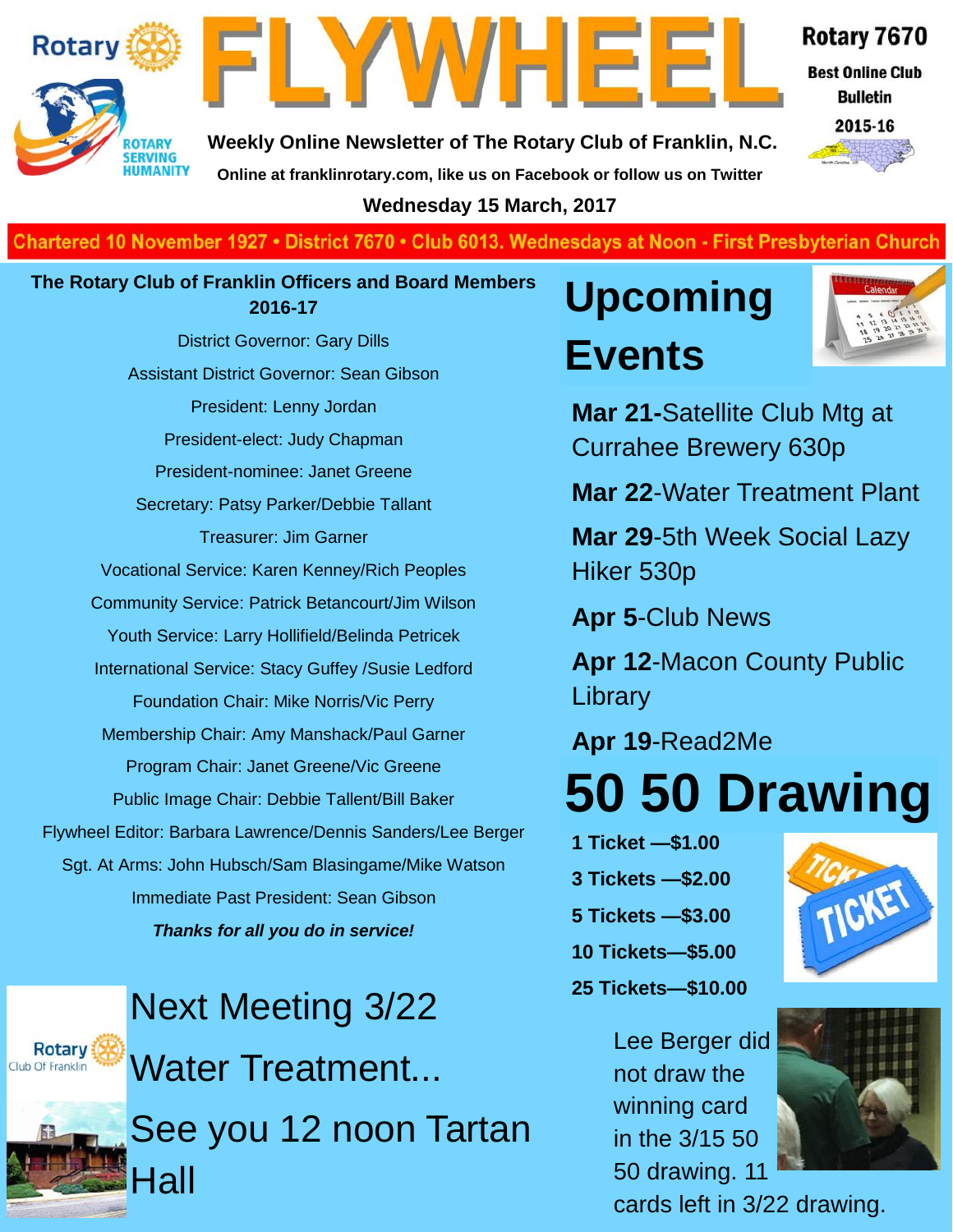Rotary

# FLYWHEEL

ROTARY SERVING HUMANITY

**Weekly Online Newsletter of The Rotary Club of Franklin, N.C.**

**Online at franklinrotary.com, like us on Facebook or follow us on Twitter**

**Wednesday 15 March, 2017**

**Rotary 7670**

**Best Online Club Bulletin**

**2015-16**

Chartered 10 November 1927 • District 7670 • Club 6013. Wednesdays at Noon - First Presbyterian Church

**The Rotary Club of Franklin Officers and Board Members 2016-17**

District Governor: Gary Dills

Assistant District Governor: Sean Gibson

President: Lenny Jordan

President-elect: Judy Chapman

President-nominee: Janet Greene

Secretary: Patsy Parker/Debbie Tallant

Treasurer: Jim Garner

Vocational Service: Karen Kenney/Rich Peoples

Community Service: Patrick Betancourt/Jim Wilson

Youth Service: Larry Hollifield/Belinda Petricek

International Service: Stacy Guffey /Susie Ledford

Foundation Chair: Mike Norris/Vic Perry

Membership Chair: Amy Manshack/Paul Garner

Program Chair: Janet Greene/Vic Greene

Public Image Chair: Debbie Tallent/Bill Baker

Flywheel Editor: Barbara Lawrence/Dennis Sanders/Lee Berger

Sgt. At Arms: John Hubsch/Sam Blasingame/Mike Watson

Immediate Past President: Sean Gibson

***Thanks for all you do in service!***

Rotary Club Of Franklin

## Next Meeting 3/22

## Water Treatment...

## See you 12 noon Tartan Hall

# Upcoming Events

**Mar 21**-Satellite Club Mtg at Currahee Brewery 630p

**Mar 22**-Water Treatment Plant

**Mar 29**-5th Week Social Lazy Hiker 530p

**Apr 5**-Club News

**Apr 12**-Macon County Public Library

**Apr 19**-Read2Me

# 50 50 Drawing

**1 Ticket —$1.00**

**3 Tickets —$2.00**

**5 Tickets —$3.00**

**10 Tickets—$5.00**

**25 Tickets—$10.00**

Lee Berger did not draw the winning card in the 3/15 50 50 drawing. 11 cards left in 3/22 drawing.